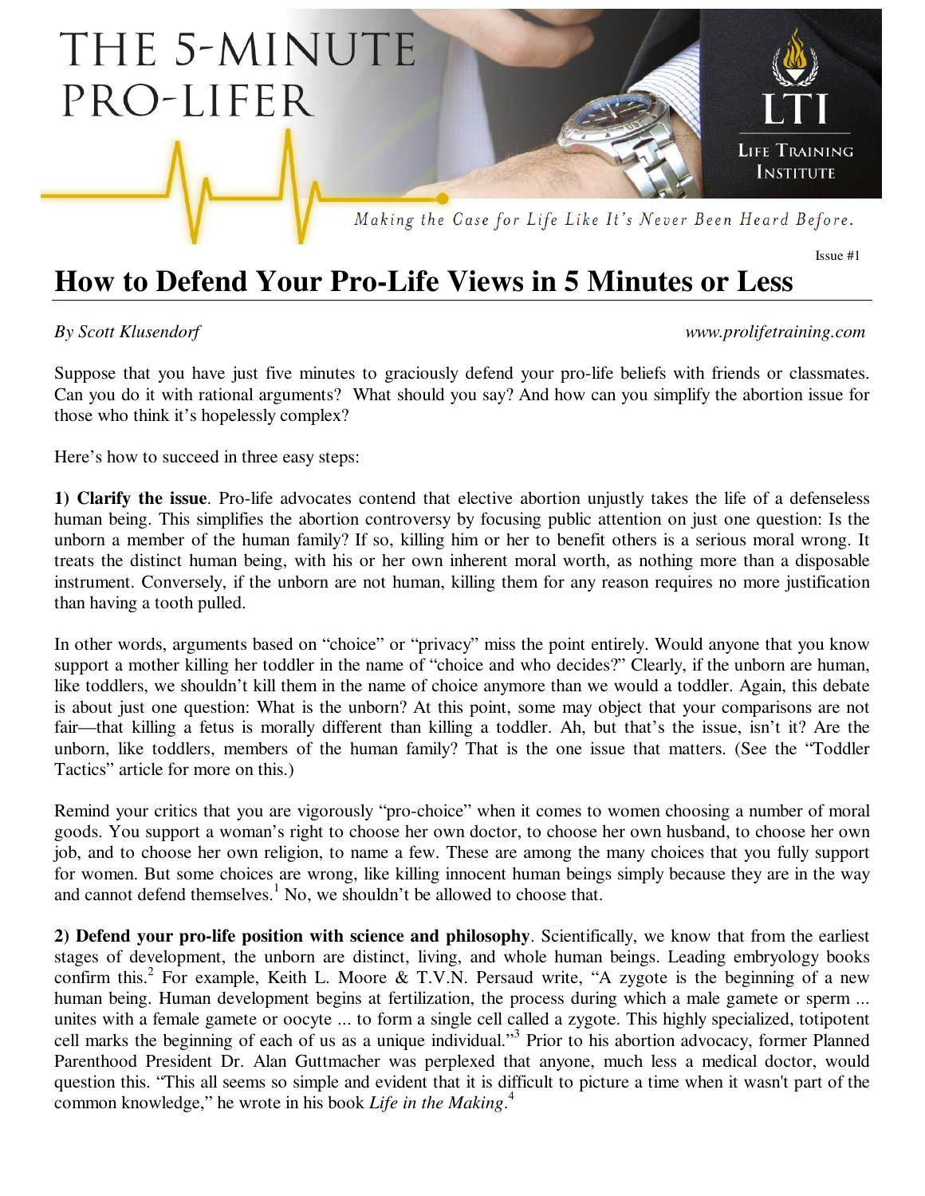# THE 5-MINUTE PRO-LIFER

LTI
Life Training Institute

*Making the Case for Life Like It's Never Been Heard Before.*

Issue #1

## How to Defend Your Pro-Life Views in 5 Minutes or Less

*By Scott Klusendorf* *www.prolifetraining.com*

Suppose that you have just five minutes to graciously defend your pro-life beliefs with friends or classmates. Can you do it with rational arguments? What should you say? And how can you simplify the abortion issue for those who think it's hopelessly complex?

Here's how to succeed in three easy steps:

**1) Clarify the issue**. Pro-life advocates contend that elective abortion unjustly takes the life of a defenseless human being. This simplifies the abortion controversy by focusing public attention on just one question: Is the unborn a member of the human family? If so, killing him or her to benefit others is a serious moral wrong. It treats the distinct human being, with his or her own inherent moral worth, as nothing more than a disposable instrument. Conversely, if the unborn are not human, killing them for any reason requires no more justification than having a tooth pulled.

In other words, arguments based on "choice" or "privacy" miss the point entirely. Would anyone that you know support a mother killing her toddler in the name of "choice and who decides?" Clearly, if the unborn are human, like toddlers, we shouldn't kill them in the name of choice anymore than we would a toddler. Again, this debate is about just one question: What is the unborn? At this point, some may object that your comparisons are not fair—that killing a fetus is morally different than killing a toddler. Ah, but that's the issue, isn't it? Are the unborn, like toddlers, members of the human family? That is the one issue that matters. (See the "Toddler Tactics" article for more on this.)

Remind your critics that you are vigorously "pro-choice" when it comes to women choosing a number of moral goods. You support a woman's right to choose her own doctor, to choose her own husband, to choose her own job, and to choose her own religion, to name a few. These are among the many choices that you fully support for women. But some choices are wrong, like killing innocent human beings simply because they are in the way and cannot defend themselves.[1] No, we shouldn't be allowed to choose that.

**2) Defend your pro-life position with science and philosophy**. Scientifically, we know that from the earliest stages of development, the unborn are distinct, living, and whole human beings. Leading embryology books confirm this.[2] For example, Keith L. Moore & T.V.N. Persaud write, "A zygote is the beginning of a new human being. Human development begins at fertilization, the process during which a male gamete or sperm ... unites with a female gamete or oocyte ... to form a single cell called a zygote. This highly specialized, totipotent cell marks the beginning of each of us as a unique individual."[3] Prior to his abortion advocacy, former Planned Parenthood President Dr. Alan Guttmacher was perplexed that anyone, much less a medical doctor, would question this. "This all seems so simple and evident that it is difficult to picture a time when it wasn't part of the common knowledge," he wrote in his book *Life in the Making*.[4]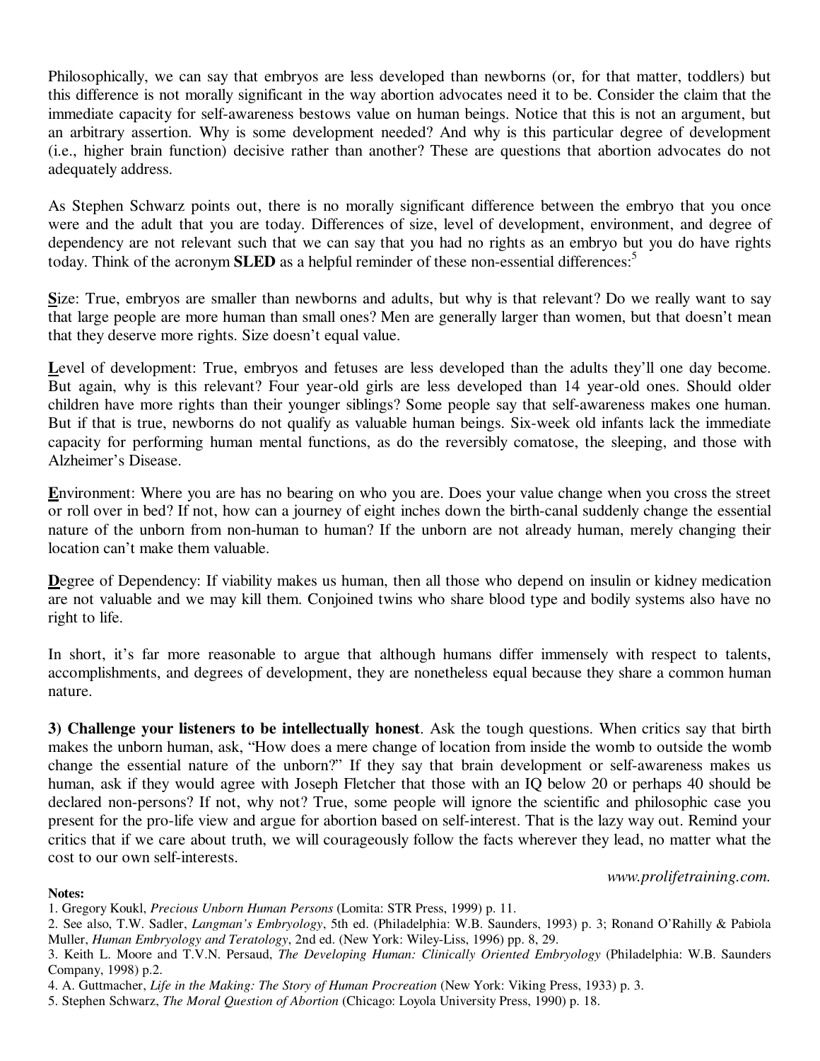Philosophically, we can say that embryos are less developed than newborns (or, for that matter, toddlers) but this difference is not morally significant in the way abortion advocates need it to be. Consider the claim that the immediate capacity for self-awareness bestows value on human beings. Notice that this is not an argument, but an arbitrary assertion. Why is some development needed? And why is this particular degree of development (i.e., higher brain function) decisive rather than another? These are questions that abortion advocates do not adequately address.

As Stephen Schwarz points out, there is no morally significant difference between the embryo that you once were and the adult that you are today. Differences of size, level of development, environment, and degree of dependency are not relevant such that we can say that you had no rights as an embryo but you do have rights today. Think of the acronym **SLED** as a helpful reminder of these non-essential differences:[5]

**S**ize: True, embryos are smaller than newborns and adults, but why is that relevant? Do we really want to say that large people are more human than small ones? Men are generally larger than women, but that doesn't mean that they deserve more rights. Size doesn't equal value.

**L**evel of development: True, embryos and fetuses are less developed than the adults they'll one day become. But again, why is this relevant? Four year-old girls are less developed than 14 year-old ones. Should older children have more rights than their younger siblings? Some people say that self-awareness makes one human. But if that is true, newborns do not qualify as valuable human beings. Six-week old infants lack the immediate capacity for performing human mental functions, as do the reversibly comatose, the sleeping, and those with Alzheimer's Disease.

**E**nvironment: Where you are has no bearing on who you are. Does your value change when you cross the street or roll over in bed? If not, how can a journey of eight inches down the birth-canal suddenly change the essential nature of the unborn from non-human to human? If the unborn are not already human, merely changing their location can't make them valuable.

**D**egree of Dependency: If viability makes us human, then all those who depend on insulin or kidney medication are not valuable and we may kill them. Conjoined twins who share blood type and bodily systems also have no right to life.

In short, it's far more reasonable to argue that although humans differ immensely with respect to talents, accomplishments, and degrees of development, they are nonetheless equal because they share a common human nature.

**3) Challenge your listeners to be intellectually honest**. Ask the tough questions. When critics say that birth makes the unborn human, ask, "How does a mere change of location from inside the womb to outside the womb change the essential nature of the unborn?" If they say that brain development or self-awareness makes us human, ask if they would agree with Joseph Fletcher that those with an IQ below 20 or perhaps 40 should be declared non-persons? If not, why not? True, some people will ignore the scientific and philosophic case you present for the pro-life view and argue for abortion based on self-interest. That is the lazy way out. Remind your critics that if we care about truth, we will courageously follow the facts wherever they lead, no matter what the cost to our own self-interests.

*www.prolifetraining.com.*

**Notes:**

1. Gregory Koukl, *Precious Unborn Human Persons* (Lomita: STR Press, 1999) p. 11.
2. See also, T.W. Sadler, *Langman's Embryology*, 5th ed. (Philadelphia: W.B. Saunders, 1993) p. 3; Ronand O'Rahilly & Pabiola Muller, *Human Embryology and Teratology*, 2nd ed. (New York: Wiley-Liss, 1996) pp. 8, 29.
3. Keith L. Moore and T.V.N. Persaud, *The Developing Human: Clinically Oriented Embryology* (Philadelphia: W.B. Saunders Company, 1998) p.2.
4. A. Guttmacher, *Life in the Making: The Story of Human Procreation* (New York: Viking Press, 1933) p. 3.
5. Stephen Schwarz, *The Moral Question of Abortion* (Chicago: Loyola University Press, 1990) p. 18.